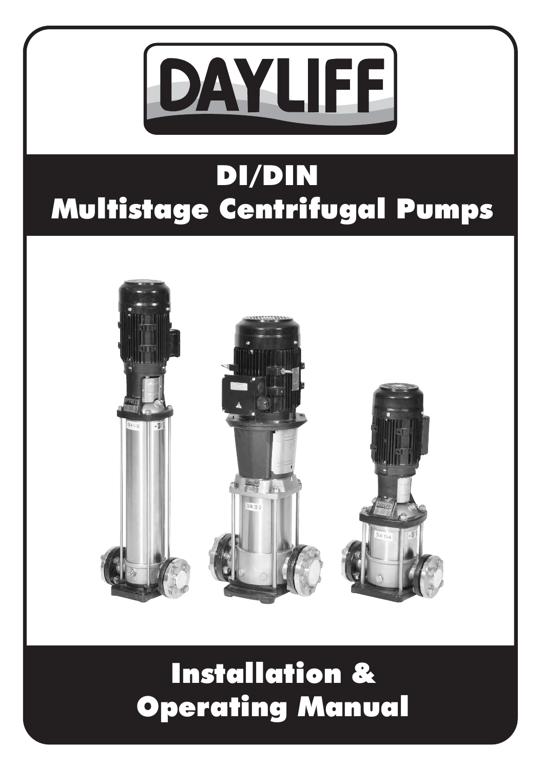# DAYLIFF

# DI/DIN Multistage Centrifugal Pumps

# Installation & Operating Manual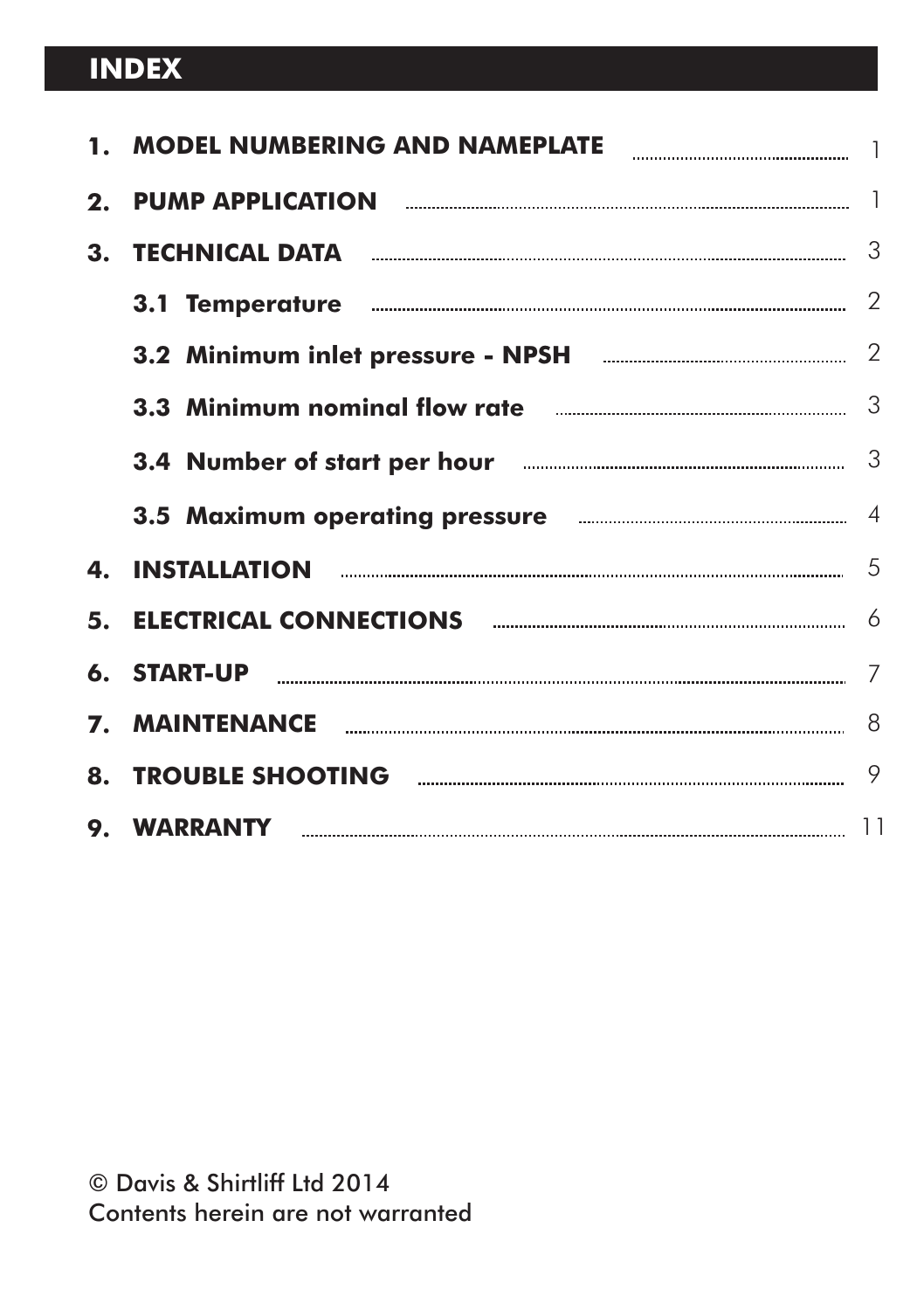# INDEX

| | | |
|---|---|---|
| **1.** | **MODEL NUMBERING AND NAMEPLATE** | 1 |
| **2.** | **PUMP APPLICATION** | 1 |
| **3.** | **TECHNICAL DATA** | 3 |
| | **3.1 Temperature** | 2 |
| | **3.2 Minimum inlet pressure - NPSH** | 2 |
| | **3.3 Minimum nominal flow rate** | 3 |
| | **3.4 Number of start per hour** | 3 |
| | **3.5 Maximum operating pressure** | 4 |
| **4.** | **INSTALLATION** | 5 |
| **5.** | **ELECTRICAL CONNECTIONS** | 6 |
| **6.** | **START-UP** | 7 |
| **7.** | **MAINTENANCE** | 8 |
| **8.** | **TROUBLE SHOOTING** | 9 |
| **9.** | **WARRANTY** | 11 |

© Davis & Shirtliff Ltd 2014
Contents herein are not warranted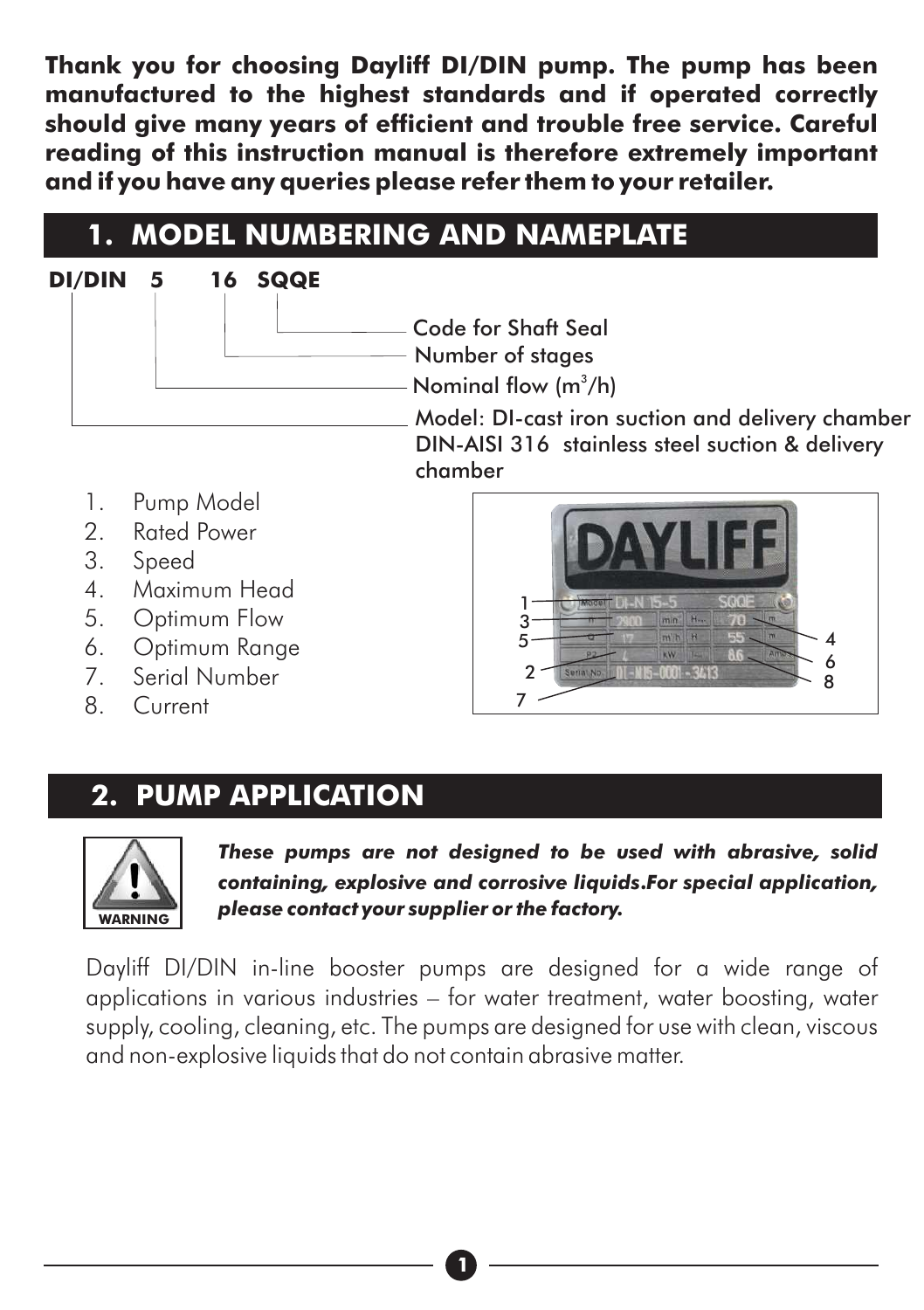**Thank you for choosing Dayliff DI/DIN pump. The pump has been manufactured to the highest standards and if operated correctly should give many years of efficient and trouble free service. Careful reading of this instruction manual is therefore extremely important and if you have any queries please refer them to your retailer.**

## 1. MODEL NUMBERING AND NAMEPLATE

**DI/DIN 5 16 SQQE**

- SQQE – Code for Shaft Seal
- 16 – Number of stages
- 5 – Nominal flow ($m^3$/h)
- DI/DIN – Model: DI-cast iron suction and delivery chamber DIN-AISI 316 stainless steel suction & delivery chamber

1. Pump Model
2. Rated Power
3. Speed
4. Maximum Head
5. Optimum Flow
6. Optimum Range
7. Serial Number
8. Current

## 2. PUMP APPLICATION

WARNING

***These pumps are not designed to be used with abrasive, solid containing, explosive and corrosive liquids. For special application, please contact your supplier or the factory.***

Dayliff DI/DIN in-line booster pumps are designed for a wide range of applications in various industries – for water treatment, water boosting, water supply, cooling, cleaning, etc. The pumps are designed for use with clean, viscous and non-explosive liquids that do not contain abrasive matter.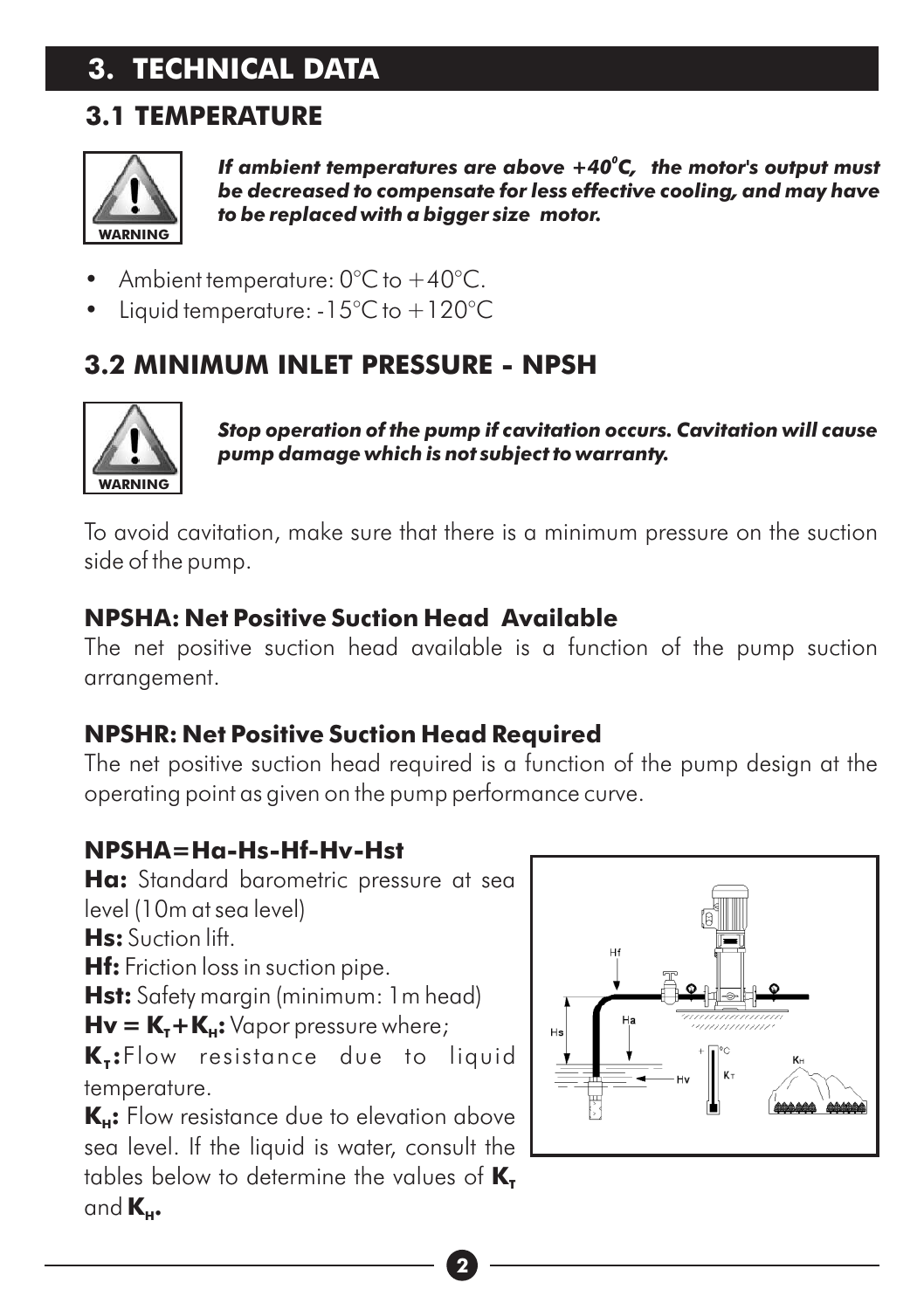# 3. TECHNICAL DATA

## 3.1 TEMPERATURE

WARNING

***If ambient temperatures are above +40°C, the motor's output must be decreased to compensate for less effective cooling, and may have to be replaced with a bigger size motor.***

- Ambient temperature: 0°C to +40°C.
- Liquid temperature: -15°C to +120°C

## 3.2 MINIMUM INLET PRESSURE - NPSH

WARNING

***Stop operation of the pump if cavitation occurs. Cavitation will cause pump damage which is not subject to warranty.***

To avoid cavitation, make sure that there is a minimum pressure on the suction side of the pump.

### NPSHA: Net Positive Suction Head Available

The net positive suction head available is a function of the pump suction arrangement.

### NPSHR: Net Positive Suction Head Required

The net positive suction head required is a function of the pump design at the operating point as given on the pump performance curve.

### NPSHA=Ha-Hs-Hf-Hv-Hst

**Ha:** Standard barometric pressure at sea level (10m at sea level)

**Hs:** Suction lift.

**Hf:** Friction loss in suction pipe.

**Hst:** Safety margin (minimum: 1m head)

**$Hv = K_T + K_H$:** Vapor pressure where;

**$K_T$:** Flow resistance due to liquid temperature.

**$K_H$:** Flow resistance due to elevation above sea level. If the liquid is water, consult the tables below to determine the values of $K_T$ and $K_H$.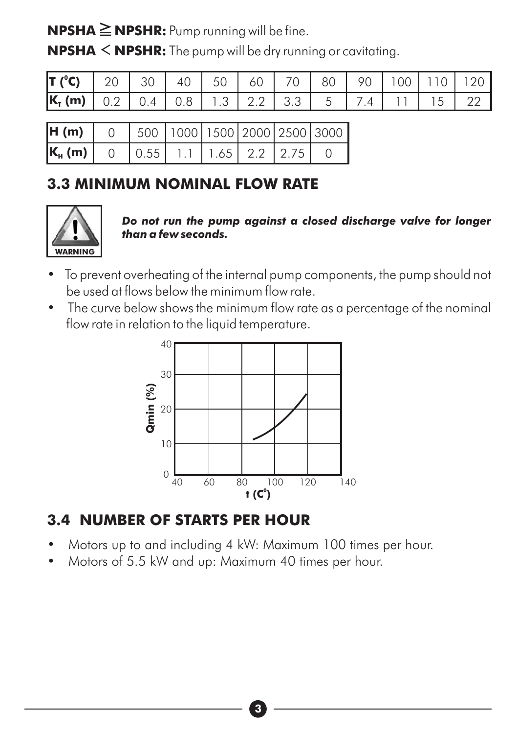**NPSHA ≧ NPSHR:** Pump running will be fine.

**NPSHA < NPSHR:** The pump will be dry running or cavitating.

| T (°C) | 20 | 30 | 40 | 50 | 60 | 70 | 80 | 90 | 100 | 110 | 120 |
|---|---|---|---|---|---|---|---|---|---|---|---|
| $K_T$ (m) | 0.2 | 0.4 | 0.8 | 1.3 | 2.2 | 3.3 | 5 | 7.4 | 11 | 15 | 22 |

| H (m) | 0 | 500 | 1000 | 1500 | 2000 | 2500 | 3000 |
|---|---|---|---|---|---|---|---|
| $K_H$ (m) | 0 | 0.55 | 1.1 | 1.65 | 2.2 | 2.75 | 0 |

## 3.3 MINIMUM NOMINAL FLOW RATE

WARNING

***Do not run the pump against a closed discharge valve for longer than a few seconds.***

- To prevent overheating of the internal pump components, the pump should not be used at flows below the minimum flow rate.
- The curve below shows the minimum flow rate as a percentage of the nominal flow rate in relation to the liquid temperature.

## 3.4 NUMBER OF STARTS PER HOUR

- Motors up to and including 4 kW: Maximum 100 times per hour.
- Motors of 5.5 kW and up: Maximum 40 times per hour.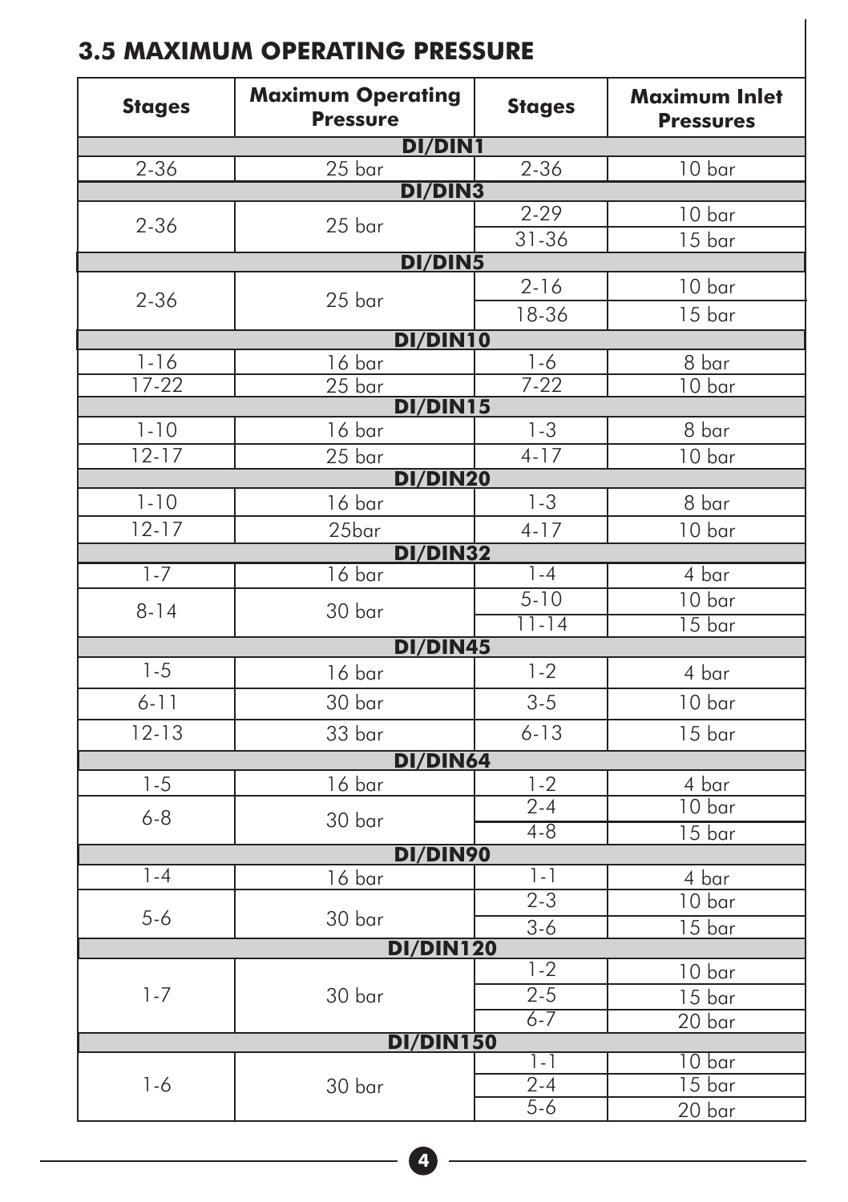## 3.5 MAXIMUM OPERATING PRESSURE

| Stages | Maximum Operating Pressure | Stages | Maximum Inlet Pressures |
|---|---|---|---|
| **DI/DIN1** | | | |
| 2-36 | 25 bar | 2-36 | 10 bar |
| **DI/DIN3** | | | |
| 2-36 | 25 bar | 2-29 | 10 bar |
| | | 31-36 | 15 bar |
| **DI/DIN5** | | | |
| 2-36 | 25 bar | 2-16 | 10 bar |
| | | 18-36 | 15 bar |
| **DI/DIN10** | | | |
| 1-16 | 16 bar | 1-6 | 8 bar |
| 17-22 | 25 bar | 7-22 | 10 bar |
| **DI/DIN15** | | | |
| 1-10 | 16 bar | 1-3 | 8 bar |
| 12-17 | 25 bar | 4-17 | 10 bar |
| **DI/DIN20** | | | |
| 1-10 | 16 bar | 1-3 | 8 bar |
| 12-17 | 25bar | 4-17 | 10 bar |
| **DI/DIN32** | | | |
| 1-7 | 16 bar | 1-4 | 4 bar |
| 8-14 | 30 bar | 5-10 | 10 bar |
| | | 11-14 | 15 bar |
| **DI/DIN45** | | | |
| 1-5 | 16 bar | 1-2 | 4 bar |
| 6-11 | 30 bar | 3-5 | 10 bar |
| 12-13 | 33 bar | 6-13 | 15 bar |
| **DI/DIN64** | | | |
| 1-5 | 16 bar | 1-2 | 4 bar |
| 6-8 | 30 bar | 2-4 | 10 bar |
| | | 4-8 | 15 bar |
| **DI/DIN90** | | | |
| 1-4 | 16 bar | 1-1 | 4 bar |
| 5-6 | 30 bar | 2-3 | 10 bar |
| | | 3-6 | 15 bar |
| **DI/DIN120** | | | |
| 1-7 | 30 bar | 1-2 | 10 bar |
| | | 2-5 | 15 bar |
| | | 6-7 | 20 bar |
| **DI/DIN150** | | | |
| 1-6 | 30 bar | 1-1 | 10 bar |
| | | 2-4 | 15 bar |
| | | 5-6 | 20 bar |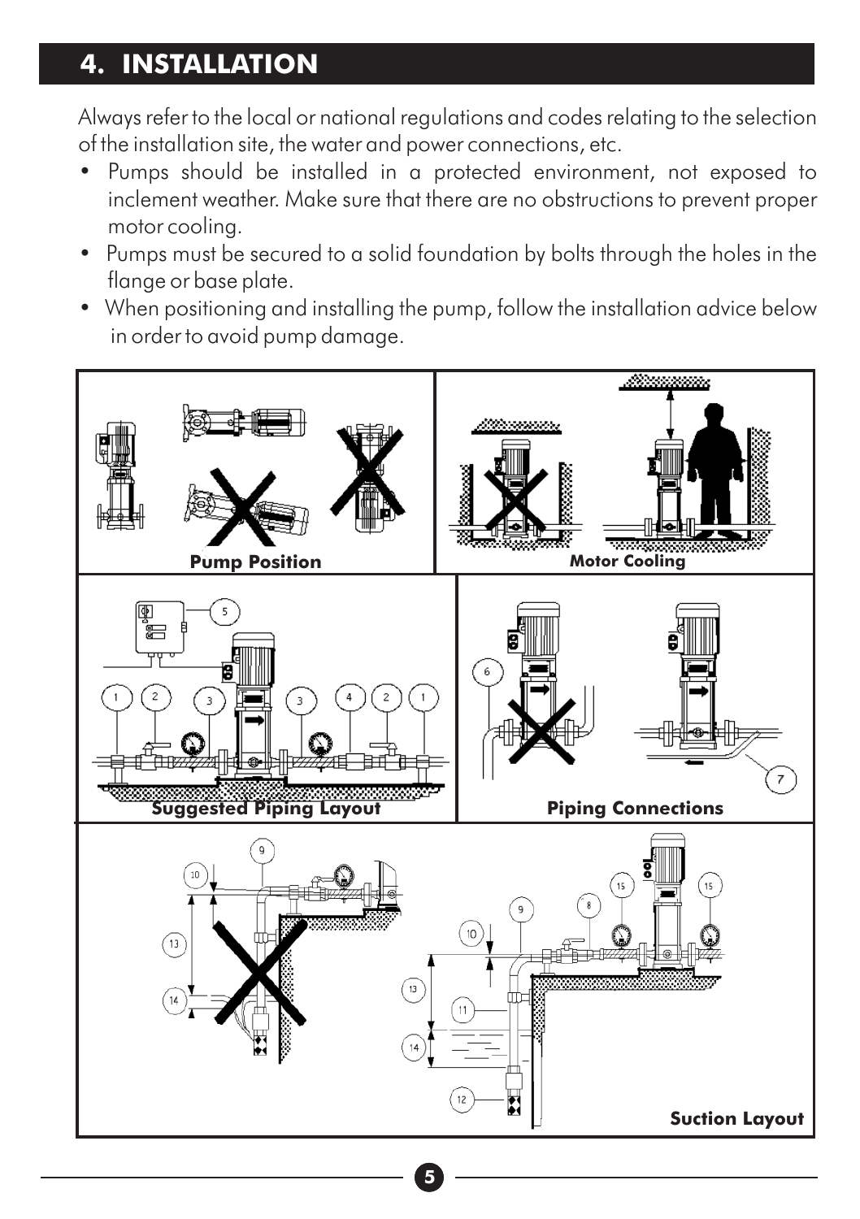# 4. INSTALLATION

Always refer to the local or national regulations and codes relating to the selection of the installation site, the water and power connections, etc.

- Pumps should be installed in a protected environment, not exposed to inclement weather. Make sure that there are no obstructions to prevent proper motor cooling.
- Pumps must be secured to a solid foundation by bolts through the holes in the flange or base plate.
- When positioning and installing the pump, follow the installation advice below in order to avoid pump damage.

**Pump Position**

**Motor Cooling**

**Suggested Piping Layout**

**Piping Connections**

**Suction Layout**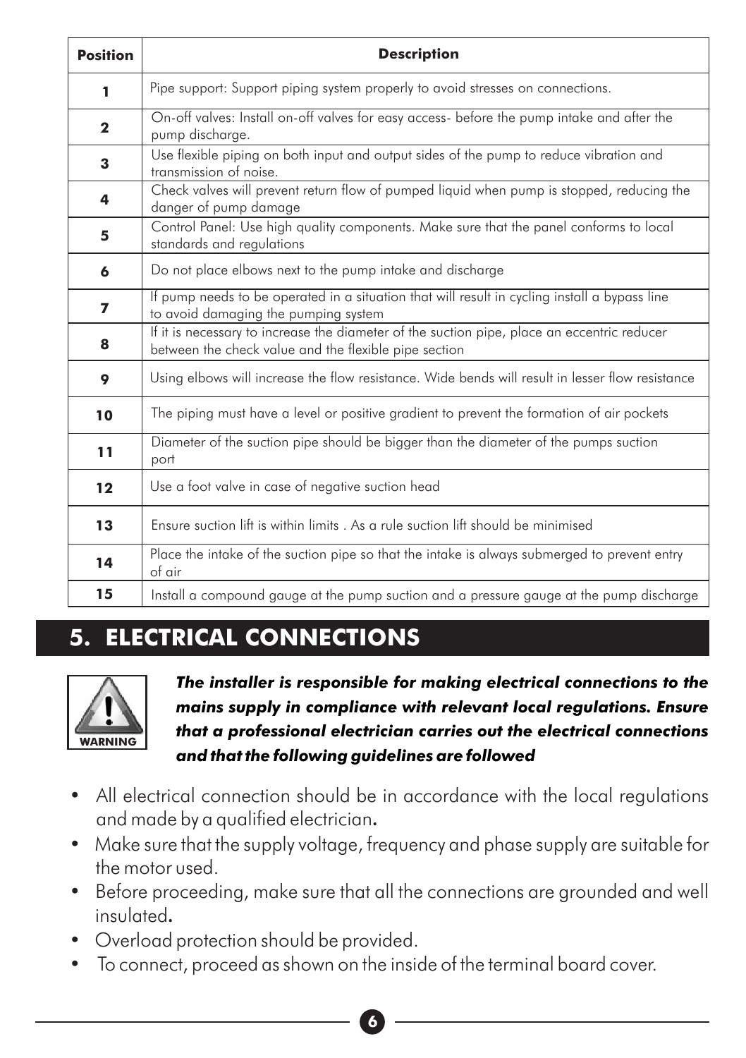| Position | Description |
|---|---|
| 1 | Pipe support: Support piping system properly to avoid stresses on connections. |
| 2 | On-off valves: Install on-off valves for easy access- before the pump intake and after the pump discharge. |
| 3 | Use flexible piping on both input and output sides of the pump to reduce vibration and transmission of noise. |
| 4 | Check valves will prevent return flow of pumped liquid when pump is stopped, reducing the danger of pump damage |
| 5 | Control Panel: Use high quality components. Make sure that the panel conforms to local standards and regulations |
| 6 | Do not place elbows next to the pump intake and discharge |
| 7 | If pump needs to be operated in a situation that will result in cycling install a bypass line to avoid damaging the pumping system |
| 8 | If it is necessary to increase the diameter of the suction pipe, place an eccentric reducer between the check value and the flexible pipe section |
| 9 | Using elbows will increase the flow resistance. Wide bends will result in lesser flow resistance |
| 10 | The piping must have a level or positive gradient to prevent the formation of air pockets |
| 11 | Diameter of the suction pipe should be bigger than the diameter of the pumps suction port |
| 12 | Use a foot valve in case of negative suction head |
| 13 | Ensure suction lift is within limits . As a rule suction lift should be minimised |
| 14 | Place the intake of the suction pipe so that the intake is always submerged to prevent entry of air |
| 15 | Install a compound gauge at the pump suction and a pressure gauge at the pump discharge |

## 5. ELECTRICAL CONNECTIONS

WARNING

***The installer is responsible for making electrical connections to the mains supply in compliance with relevant local regulations. Ensure that a professional electrician carries out the electrical connections and that the following guidelines are followed***

- All electrical connection should be in accordance with the local regulations and made by a qualified electrician.
- Make sure that the supply voltage, frequency and phase supply are suitable for the motor used.
- Before proceeding, make sure that all the connections are grounded and well insulated.
- Overload protection should be provided.
- To connect, proceed as shown on the inside of the terminal board cover.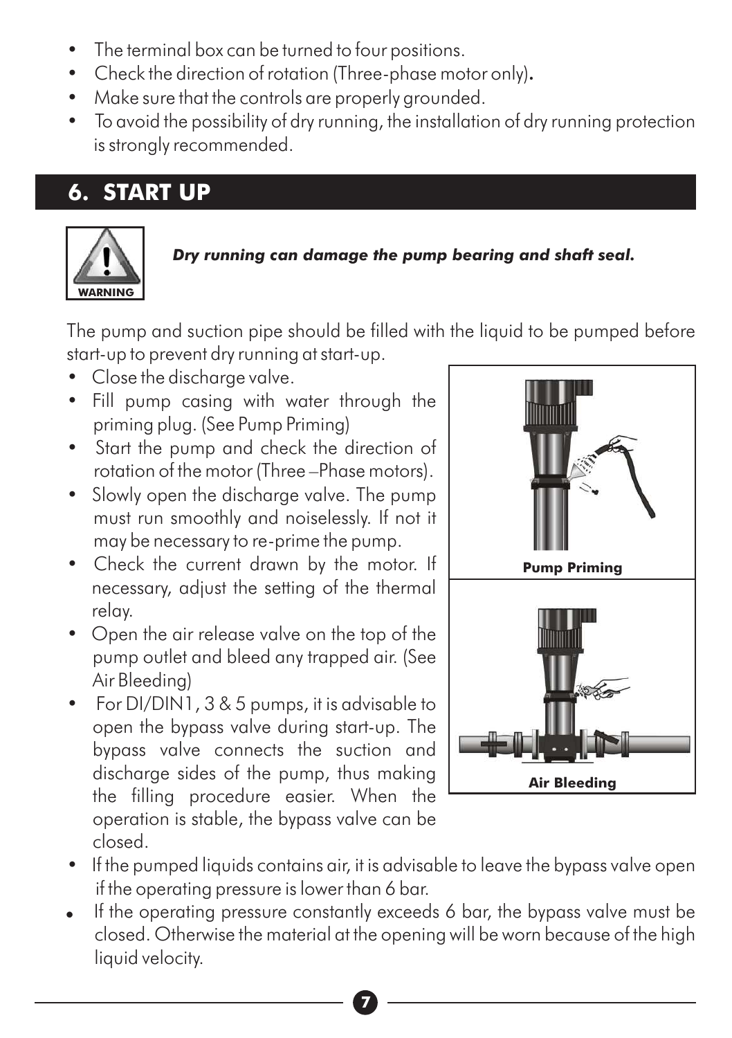- The terminal box can be turned to four positions.
- Check the direction of rotation (Three-phase motor only).
- Make sure that the controls are properly grounded.
- To avoid the possibility of dry running, the installation of dry running protection is strongly recommended.

## 6. START UP

WARNING

***Dry running can damage the pump bearing and shaft seal.***

The pump and suction pipe should be filled with the liquid to be pumped before start-up to prevent dry running at start-up.

- Close the discharge valve.
- Fill pump casing with water through the priming plug. (See Pump Priming)
- Start the pump and check the direction of rotation of the motor (Three –Phase motors).
- Slowly open the discharge valve. The pump must run smoothly and noiselessly. If not it may be necessary to re-prime the pump.
- Check the current drawn by the motor. If necessary, adjust the setting of the thermal relay.
- Open the air release valve on the top of the pump outlet and bleed any trapped air. (See Air Bleeding)
- For DI/DIN1, 3 & 5 pumps, it is advisable to open the bypass valve during start-up. The bypass valve connects the suction and discharge sides of the pump, thus making the filling procedure easier. When the operation is stable, the bypass valve can be closed.
- If the pumped liquids contains air, it is advisable to leave the bypass valve open if the operating pressure is lower than 6 bar.
- If the operating pressure constantly exceeds 6 bar, the bypass valve must be closed. Otherwise the material at the opening will be worn because of the high liquid velocity.

**Pump Priming**

**Air Bleeding**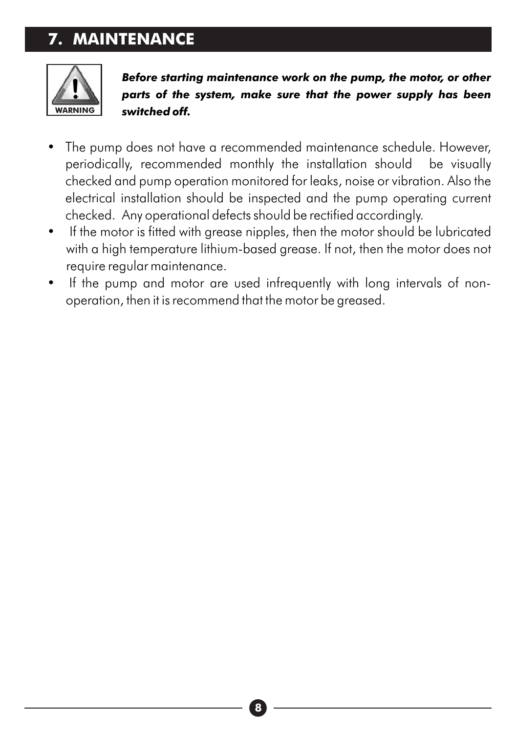## 7. MAINTENANCE

WARNING

***Before starting maintenance work on the pump, the motor, or other parts of the system, make sure that the power supply has been switched off.***

- The pump does not have a recommended maintenance schedule. However, periodically, recommended monthly the installation should be visually checked and pump operation monitored for leaks, noise or vibration. Also the electrical installation should be inspected and the pump operating current checked. Any operational defects should be rectified accordingly.
- If the motor is fitted with grease nipples, then the motor should be lubricated with a high temperature lithium-based grease. If not, then the motor does not require regular maintenance.
- If the pump and motor are used infrequently with long intervals of non-operation, then it is recommend that the motor be greased.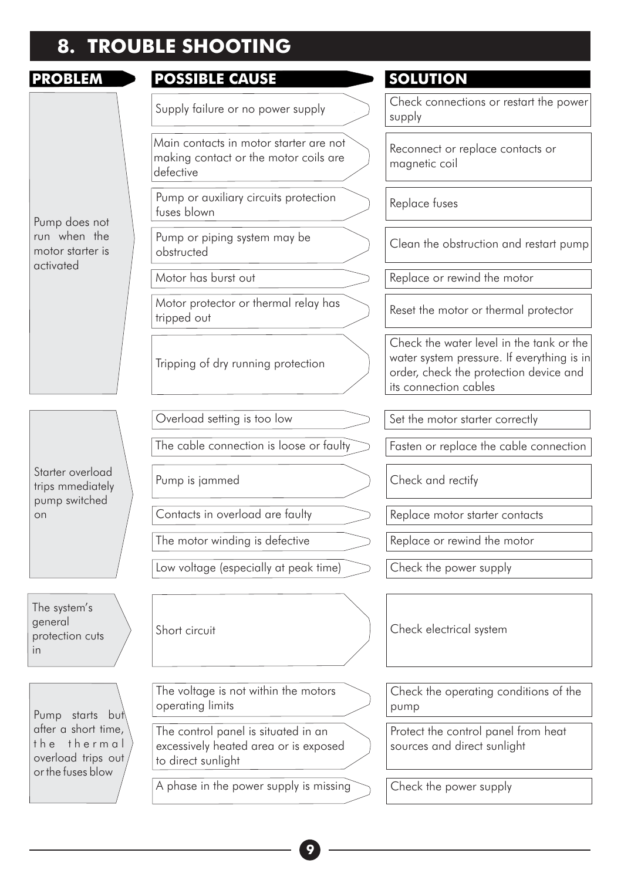# 8. TROUBLE SHOOTING

| PROBLEM | POSSIBLE CAUSE | SOLUTION |
| --- | --- | --- |
| Pump does not run when the motor starter is activated | Supply failure or no power supply | Check connections or restart the power supply |
| | Main contacts in motor starter are not making contact or the motor coils are defective | Reconnect or replace contacts or magnetic coil |
| | Pump or auxiliary circuits protection fuses blown | Replace fuses |
| | Pump or piping system may be obstructed | Clean the obstruction and restart pump |
| | Motor has burst out | Replace or rewind the motor |
| | Motor protector or thermal relay has tripped out | Reset the motor or thermal protector |
| | Tripping of dry running protection | Check the water level in the tank or the water system pressure. If everything is in order, check the protection device and its connection cables |
| Starter overload trips mmediately pump switched on | Overload setting is too low | Set the motor starter correctly |
| | The cable connection is loose or faulty | Fasten or replace the cable connection |
| | Pump is jammed | Check and rectify |
| | Contacts in overload are faulty | Replace motor starter contacts |
| | The motor winding is defective | Replace or rewind the motor |
| | Low voltage (especially at peak time) | Check the power supply |
| The system's general protection cuts in | Short circuit | Check electrical system |
| Pump starts but after a short time, the thermal overload trips out or the fuses blow | The voltage is not within the motors operating limits | Check the operating conditions of the pump |
| | The control panel is situated in an excessively heated area or is exposed to direct sunlight | Protect the control panel from heat sources and direct sunlight |
| | A phase in the power supply is missing | Check the power supply |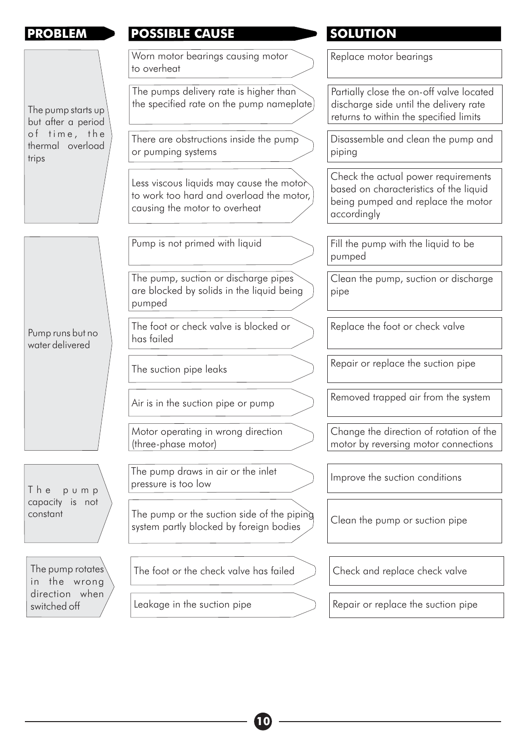| PROBLEM | POSSIBLE CAUSE | SOLUTION |
| --- | --- | --- |
| The pump starts up but after a period of time, the thermal overload trips | Worn motor bearings causing motor to overheat | Replace motor bearings |
| | The pumps delivery rate is higher than the specified rate on the pump nameplate | Partially close the on-off valve located discharge side until the delivery rate returns to within the specified limits |
| | There are obstructions inside the pump or pumping systems | Disassemble and clean the pump and piping |
| | Less viscous liquids may cause the motor to work too hard and overload the motor, causing the motor to overheat | Check the actual power requirements based on characteristics of the liquid being pumped and replace the motor accordingly |
| Pump runs but no water delivered | Pump is not primed with liquid | Fill the pump with the liquid to be pumped |
| | The pump, suction or discharge pipes are blocked by solids in the liquid being pumped | Clean the pump, suction or discharge pipe |
| | The foot or check valve is blocked or has failed | Replace the foot or check valve |
| | The suction pipe leaks | Repair or replace the suction pipe |
| | Air is in the suction pipe or pump | Removed trapped air from the system |
| | Motor operating in wrong direction (three-phase motor) | Change the direction of rotation of the motor by reversing motor connections |
| The pump capacity is not constant | The pump draws in air or the inlet pressure is too low | Improve the suction conditions |
| | The pump or the suction side of the piping system partly blocked by foreign bodies | Clean the pump or suction pipe |
| The pump rotates in the wrong direction when switched off | The foot or the check valve has failed | Check and replace check valve |
| | Leakage in the suction pipe | Repair or replace the suction pipe |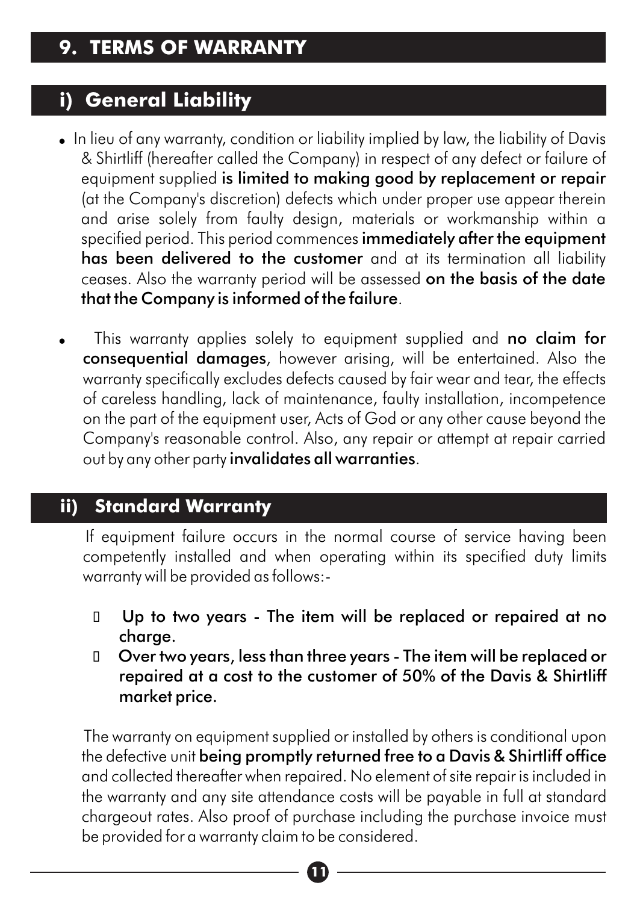# 9. TERMS OF WARRANTY

## i) General Liability

- In lieu of any warranty, condition or liability implied by law, the liability of Davis & Shirtliff (hereafter called the Company) in respect of any defect or failure of equipment supplied **is limited to making good by replacement or repair** (at the Company's discretion) defects which under proper use appear therein and arise solely from faulty design, materials or workmanship within a specified period. This period commences **immediately after the equipment has been delivered to the customer** and at its termination all liability ceases. Also the warranty period will be assessed **on the basis of the date that the Company is informed of the failure**.

- This warranty applies solely to equipment supplied and **no claim for consequential damages**, however arising, will be entertained. Also the warranty specifically excludes defects caused by fair wear and tear, the effects of careless handling, lack of maintenance, faulty installation, incompetence on the part of the equipment user, Acts of God or any other cause beyond the Company's reasonable control. Also, any repair or attempt at repair carried out by any other party **invalidates all warranties**.

## ii) Standard Warranty

If equipment failure occurs in the normal course of service having been competently installed and when operating within its specified duty limits warranty will be provided as follows:-

- **Up to two years - The item will be replaced or repaired at no charge.**
- **Over two years, less than three years - The item will be replaced or repaired at a cost to the customer of 50% of the Davis & Shirtliff market price.**

The warranty on equipment supplied or installed by others is conditional upon the defective unit **being promptly returned free to a Davis & Shirtliff office** and collected thereafter when repaired. No element of site repair is included in the warranty and any site attendance costs will be payable in full at standard chargeout rates. Also proof of purchase including the purchase invoice must be provided for a warranty claim to be considered.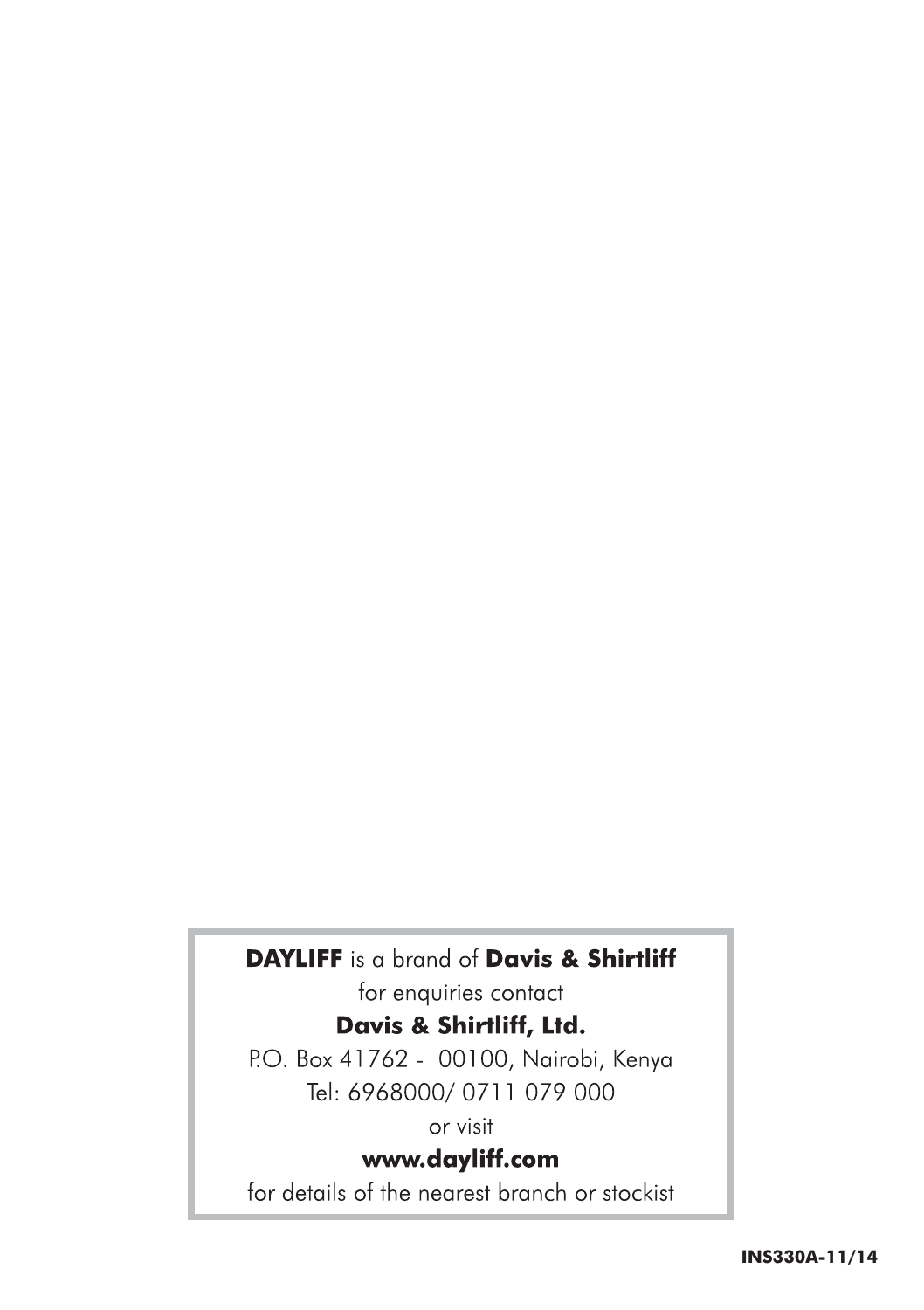**DAYLIFF** is a brand of **Davis & Shirtliff**

for enquiries contact

**Davis & Shirtliff, Ltd.**

P.O. Box 41762 - 00100, Nairobi, Kenya

Tel: 6968000/ 0711 079 000

or visit

**www.dayliff.com**

for details of the nearest branch or stockist

**INS330A-11/14**